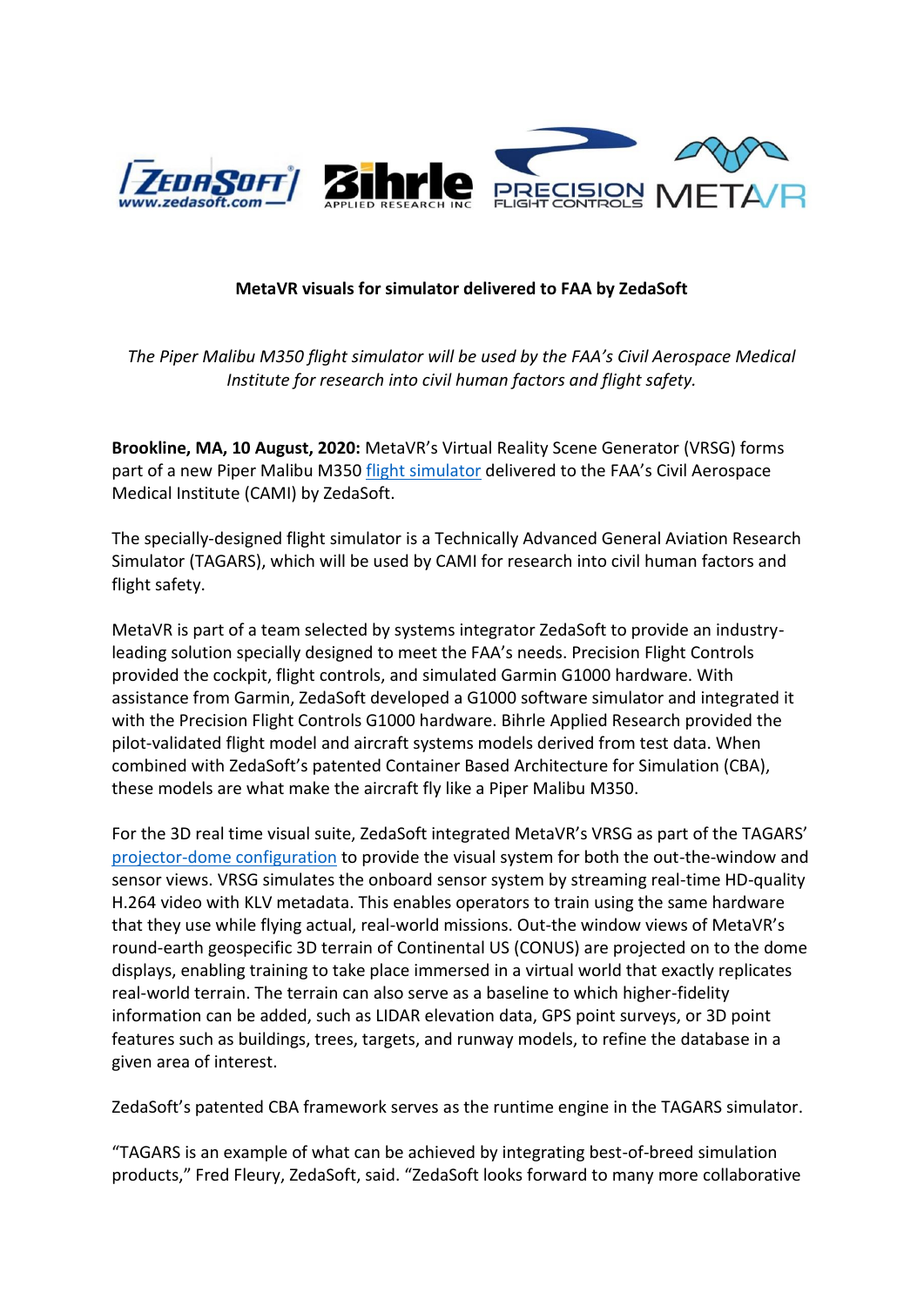**MetaVR visuals for simulator delivered to FAA by ZedaSoft**

*The Piper Malibu M350 flight simulator will be used by the FAA's Civil Aerospace Medical Institute for research into civil human factors and flight safety.*

**Brookline, MA, 10 August, 2020:** MetaVR's Virtual Reality Scene Generator (VRSG) forms part of a new Piper Malibu M350 flight simulator delivered to the FAA's Civil Aerospace Medical Institute (CAMI) by ZedaSoft.

The specially-designed flight simulator is a Technically Advanced General Aviation Research Simulator (TAGARS), which will be used by CAMI for research into civil human factors and flight safety.

MetaVR is part of a team selected by systems integrator ZedaSoft to provide an industry-leading solution specially designed to meet the FAA's needs. Precision Flight Controls provided the cockpit, flight controls, and simulated Garmin G1000 hardware. With assistance from Garmin, ZedaSoft developed a G1000 software simulator and integrated it with the Precision Flight Controls G1000 hardware. Bihrle Applied Research provided the pilot-validated flight model and aircraft systems models derived from test data. When combined with ZedaSoft's patented Container Based Architecture for Simulation (CBA), these models are what make the aircraft fly like a Piper Malibu M350.

For the 3D real time visual suite, ZedaSoft integrated MetaVR's VRSG as part of the TAGARS' projector-dome configuration to provide the visual system for both the out-the-window and sensor views. VRSG simulates the onboard sensor system by streaming real-time HD-quality H.264 video with KLV metadata. This enables operators to train using the same hardware that they use while flying actual, real-world missions. Out-the window views of MetaVR's round-earth geospecific 3D terrain of Continental US (CONUS) are projected on to the dome displays, enabling training to take place immersed in a virtual world that exactly replicates real-world terrain. The terrain can also serve as a baseline to which higher-fidelity information can be added, such as LIDAR elevation data, GPS point surveys, or 3D point features such as buildings, trees, targets, and runway models, to refine the database in a given area of interest.

ZedaSoft's patented CBA framework serves as the runtime engine in the TAGARS simulator.

"TAGARS is an example of what can be achieved by integrating best-of-breed simulation products," Fred Fleury, ZedaSoft, said. "ZedaSoft looks forward to many more collaborative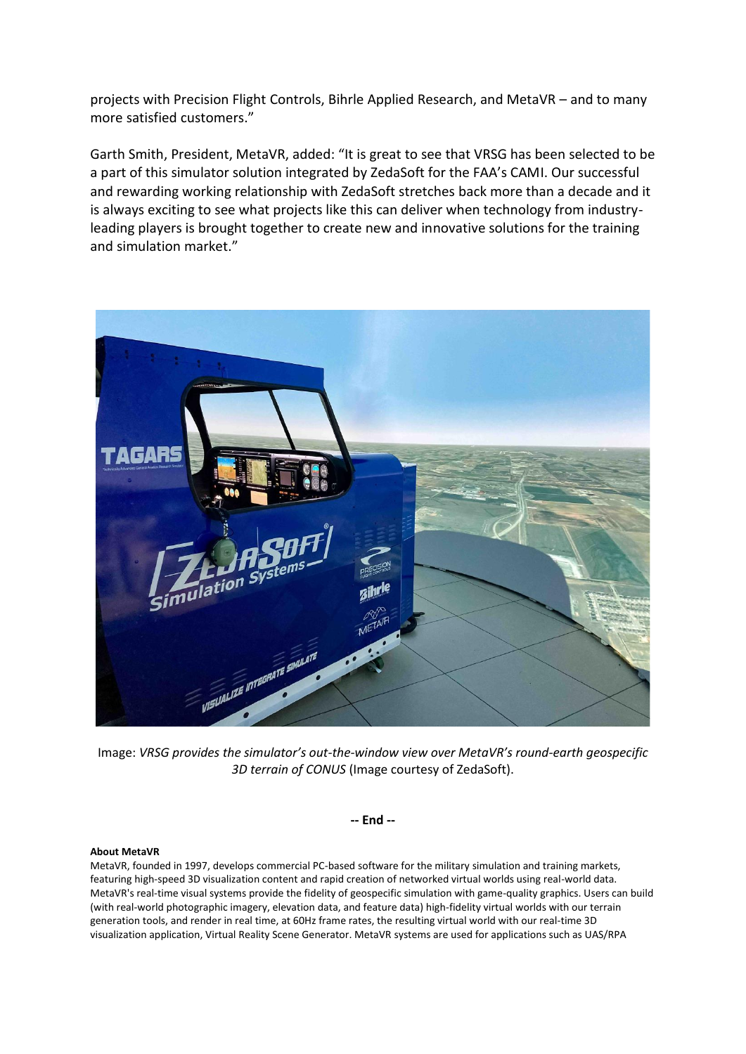projects with Precision Flight Controls, Bihrle Applied Research, and MetaVR – and to many more satisfied customers."

Garth Smith, President, MetaVR, added: "It is great to see that VRSG has been selected to be a part of this simulator solution integrated by ZedaSoft for the FAA's CAMI. Our successful and rewarding working relationship with ZedaSoft stretches back more than a decade and it is always exciting to see what projects like this can deliver when technology from industry-leading players is brought together to create new and innovative solutions for the training and simulation market."

Image: *VRSG provides the simulator's out-the-window view over MetaVR's round-earth geospecific 3D terrain of CONUS* (Image courtesy of ZedaSoft).

**-- End --**

**About MetaVR**

MetaVR, founded in 1997, develops commercial PC-based software for the military simulation and training markets, featuring high-speed 3D visualization content and rapid creation of networked virtual worlds using real-world data. MetaVR's real-time visual systems provide the fidelity of geospecific simulation with game-quality graphics. Users can build (with real-world photographic imagery, elevation data, and feature data) high-fidelity virtual worlds with our terrain generation tools, and render in real time, at 60Hz frame rates, the resulting virtual world with our real-time 3D visualization application, Virtual Reality Scene Generator. MetaVR systems are used for applications such as UAS/RPA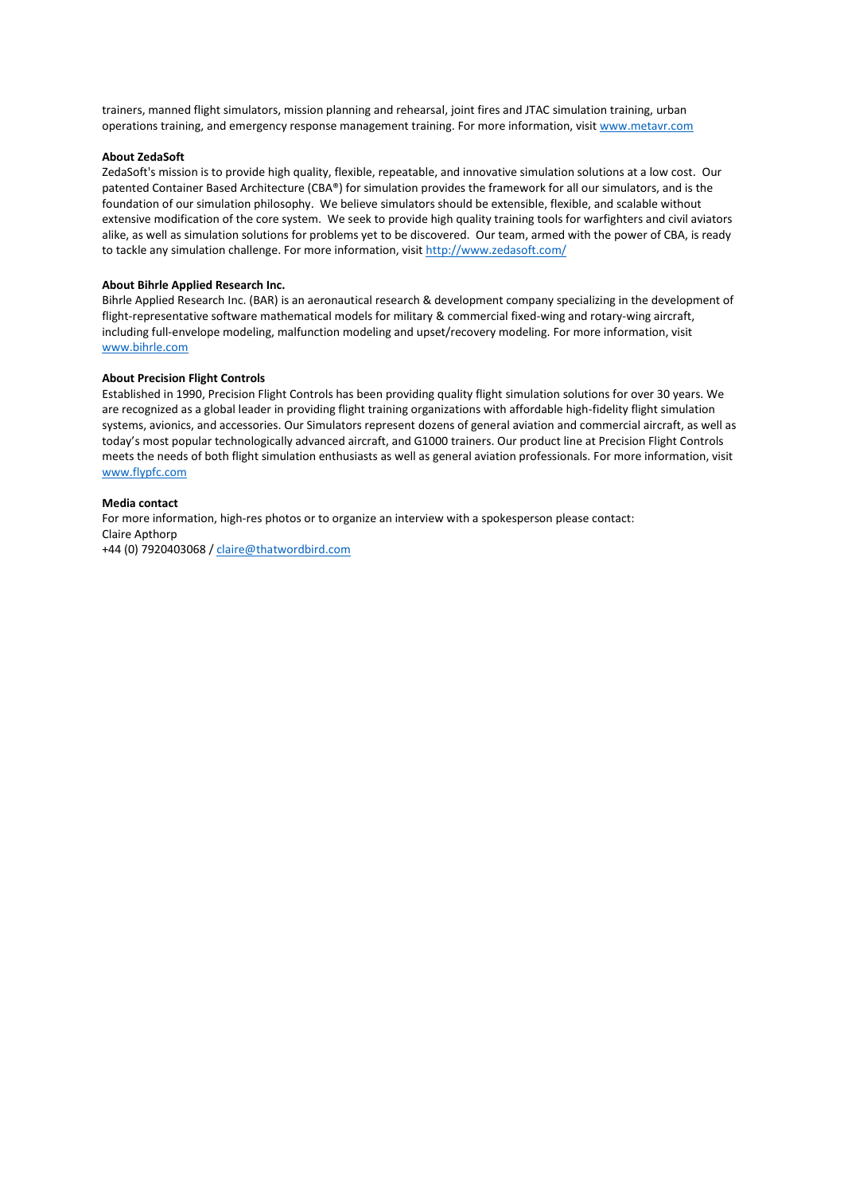trainers, manned flight simulators, mission planning and rehearsal, joint fires and JTAC simulation training, urban operations training, and emergency response management training. For more information, visit [www.metavr.com](www.metavr.com)

**About ZedaSoft**

ZedaSoft's mission is to provide high quality, flexible, repeatable, and innovative simulation solutions at a low cost. Our patented Container Based Architecture (CBA®) for simulation provides the framework for all our simulators, and is the foundation of our simulation philosophy. We believe simulators should be extensible, flexible, and scalable without extensive modification of the core system. We seek to provide high quality training tools for warfighters and civil aviators alike, as well as simulation solutions for problems yet to be discovered. Our team, armed with the power of CBA, is ready to tackle any simulation challenge. For more information, visit [http://www.zedasoft.com/](http://www.zedasoft.com/)

**About Bihrle Applied Research Inc.**

Bihrle Applied Research Inc. (BAR) is an aeronautical research & development company specializing in the development of flight-representative software mathematical models for military & commercial fixed-wing and rotary-wing aircraft, including full-envelope modeling, malfunction modeling and upset/recovery modeling. For more information, visit [www.bihrle.com](www.bihrle.com)

**About Precision Flight Controls**

Established in 1990, Precision Flight Controls has been providing quality flight simulation solutions for over 30 years. We are recognized as a global leader in providing flight training organizations with affordable high-fidelity flight simulation systems, avionics, and accessories. Our Simulators represent dozens of general aviation and commercial aircraft, as well as today's most popular technologically advanced aircraft, and G1000 trainers. Our product line at Precision Flight Controls meets the needs of both flight simulation enthusiasts as well as general aviation professionals. For more information, visit [www.flypfc.com](www.flypfc.com)

**Media contact**

For more information, high-res photos or to organize an interview with a spokesperson please contact:
Claire Apthorp
+44 (0) 7920403068 / [claire@thatwordbird.com](mailto:claire@thatwordbird.com)